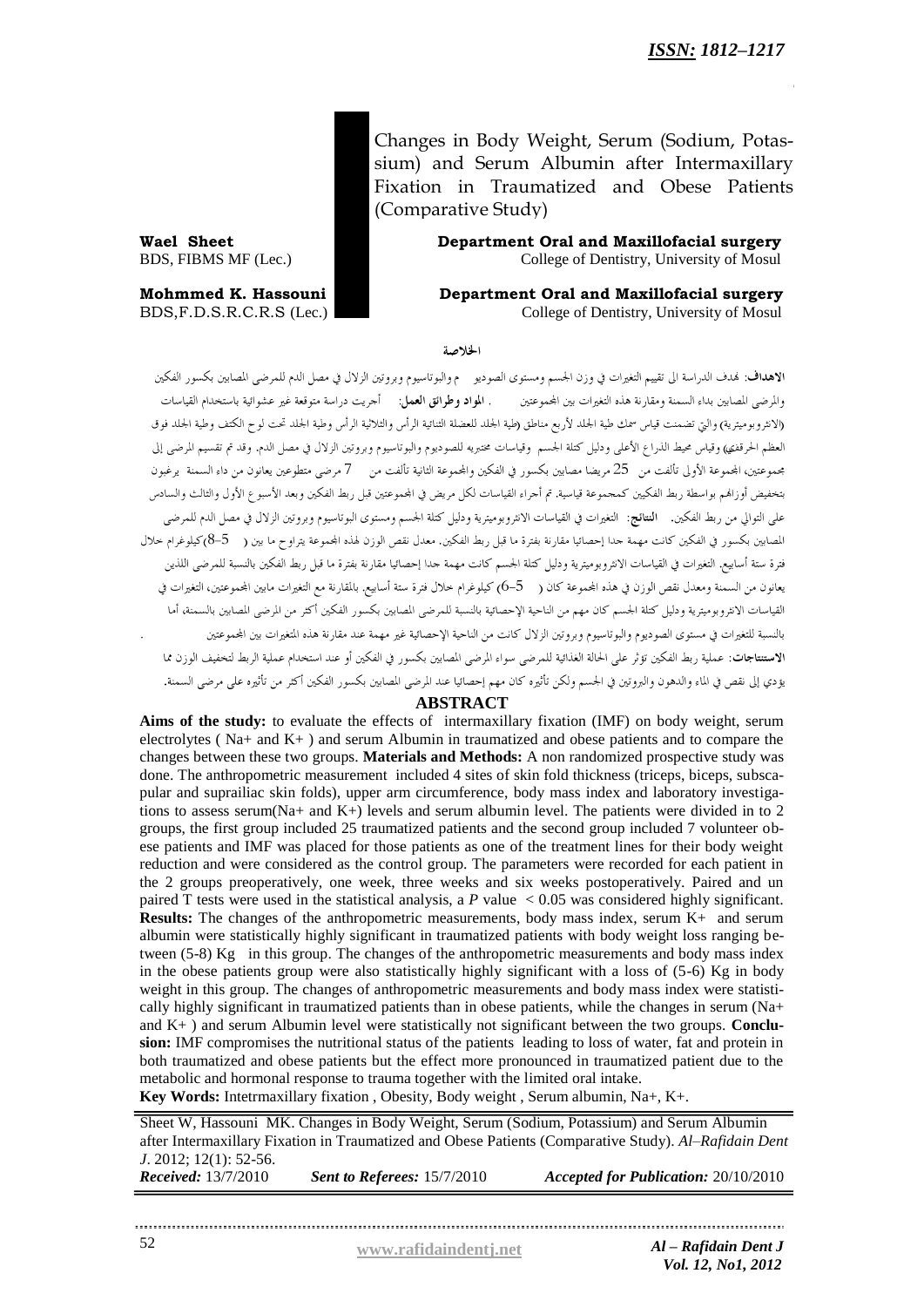*ISSN: 1812–1217*

# Changes in Body Weight, Serum (Sodium, Potassium) and Serum Albumin after Intermaxillary Fixation in Traumatized and Obese Patients (Comparative Study)

**Wael Sheet**
BDS, FIBMS MF (Lec.)

**Department Oral and Maxillofacial surgery**
College of Dentistry, University of Mosul

**Mohmmed K. Hassouni**
BDS,F.D.S.R.C.R.S (Lec.)

**Department Oral and Maxillofacial surgery**
College of Dentistry, University of Mosul

## الخلاصة

**الاهداف**: تهدف الدراسة الى تقييم التغيرات في وزن الجسم ومستوى الصوديو م والبوتاسيوم وبروتين الزلال في مصل الدم للمرضى المصابين بكسور الفكين والمرضى المصابين بداء السمنة ومقارنة هذه التغيرات بين المجموعتين . **المواد وطرائق العمل**: أجريت دراسة متوقعة غير عشوائية باستخدام القياسات (الانثروبوميترية) والتي تضمنت قياس سمك طية الجلد لأربع مناطق (طية الجلد للعضلة الثنائية الرأس والثلاثية الرأس وطية الجلد تحت لوح الكتف وطية الجلد فوق العظم الحرقفي) وقياس محيط الذراع الأعلى ودليل كتلة الجسم وقياسات مختبريه للصوديوم والبوتاسيوم وبروتين الزلال في مصل الدم. وقد تم تقسيم المرضى إلى مجموعتين، المجموعة الأولى تألفت من 25 مريضا مصابين بكسور في الفكين والمجموعة الثانية تألفت من 7 مرضى متطوعين يعانون من داء السمنة يرغبون بتخفيض أوزانهم بواسطة ربط الفكين كمجموعة قياسية. تم أجراء القياسات لكل مريض في المجموعتين قبل ربط الفكين وبعد الأسبوع الأول والثالث والسادس على التوالي من ربط الفكين. **النتائج**: التغيرات في القياسات الانثروبوميترية ودليل كتلة الجسم ومستوى البوتاسيوم وبروتين الزلال في مصل الدم للمرضى المصابين بكسور في الفكين كانت مهمة جدا إحصائيا مقارنة بفترة ما قبل ربط الفكين. معدل نقص الوزن لهذه المجموعة يتراوح ما بين ( 5–8)كيلوغرام خلال فترة ستة أسابيع. التغيرات في القياسات الانثروبوميترية ودليل كتلة الجسم كانت مهمة جدا إحصائيا مقارنة بفترة ما قبل ربط الفكين بالنسبة للمرضى اللذين يعانون من السمنة ومعدل نقص الوزن في هذه المجموعة كان ( 5–6) كيلوغرام خلال فترة ستة أسابيع. بالمقارنة مع التغيرات مابين المجموعتين، التغيرات في القياسات الانثروبوميترية ودليل كتلة الجسم كان مهم من الناحية الإحصائية بالنسبة للمرضى المصابين بكسور الفكين أكثر من المرضى المصابين بالسمنة، أما بالنسبة للتغيرات في مستوى الصوديوم والبوتاسيوم وبروتين الزلال كانت من الناحية الإحصائية غير مهمة عند مقارنة هذه المتغيرات بين المجموعتين .

**الاستنتاجات**: عملية ربط الفكين تؤثر على الحالة الغذائية للمرضى سواء المرضى المصابين بكسور في الفكين أو عند استخدام عملية الربط لتخفيف الوزن مما يؤدي إلى نقص في الماء والدهون والبروتين في الجسم ولكن تأثيره كان مهم إحصائيا عند المرضى المصابين بكسور الفكين أكثر من تأثيره على مرضى السمنة.

## ABSTRACT

**Aims of the study:** to evaluate the effects of intermaxillary fixation (IMF) on body weight, serum electrolytes ( $Na^+$ and $K^+$ ) and serum Albumin in traumatized and obese patients and to compare the changes between these two groups. **Materials and Methods:** A non randomized prospective study was done. The anthropometric measurement included 4 sites of skin fold thickness (triceps, biceps, subscapular and suprailiac skin folds), upper arm circumference, body mass index and laboratory investigations to assess serum($Na^+$ and $K^+$) levels and serum albumin level. The patients were divided in to 2 groups, the first group included 25 traumatized patients and the second group included 7 volunteer obese patients and IMF was placed for those patients as one of the treatment lines for their body weight reduction and were considered as the control group. The parameters were recorded for each patient in the 2 groups preoperatively, one week, three weeks and six weeks postoperatively. Paired and un paired T tests were used in the statistical analysis, a *P* value $< 0.05$ was considered highly significant. **Results:** The changes of the anthropometric measurements, body mass index, serum $K^+$ and serum albumin were statistically highly significant in traumatized patients with body weight loss ranging between (5-8) Kg in this group. The changes of the anthropometric measurements and body mass index in the obese patients group were also statistically highly significant with a loss of (5-6) Kg in body weight in this group. The changes of anthropometric measurements and body mass index were statistically highly significant in traumatized patients than in obese patients, while the changes in serum ($Na^+$ and $K^+$ ) and serum Albumin level were statistically not significant between the two groups. **Conclusion:** IMF compromises the nutritional status of the patients leading to loss of water, fat and protein in both traumatized and obese patients but the effect more pronounced in traumatized patient due to the metabolic and hormonal response to trauma together with the limited oral intake.

**Key Words:** Intetrmaxillary fixation , Obesity, Body weight , Serum albumin, $Na^+$, $K^+$.

Sheet W, Hassouni MK. Changes in Body Weight, Serum (Sodium, Potassium) and Serum Albumin after Intermaxillary Fixation in Traumatized and Obese Patients (Comparative Study). *Al–Rafidain Dent J*. 2012; 12(1): 52-56.

*Received:* 13/7/2010 *Sent to Referees:* 15/7/2010 *Accepted for Publication:* 20/10/2010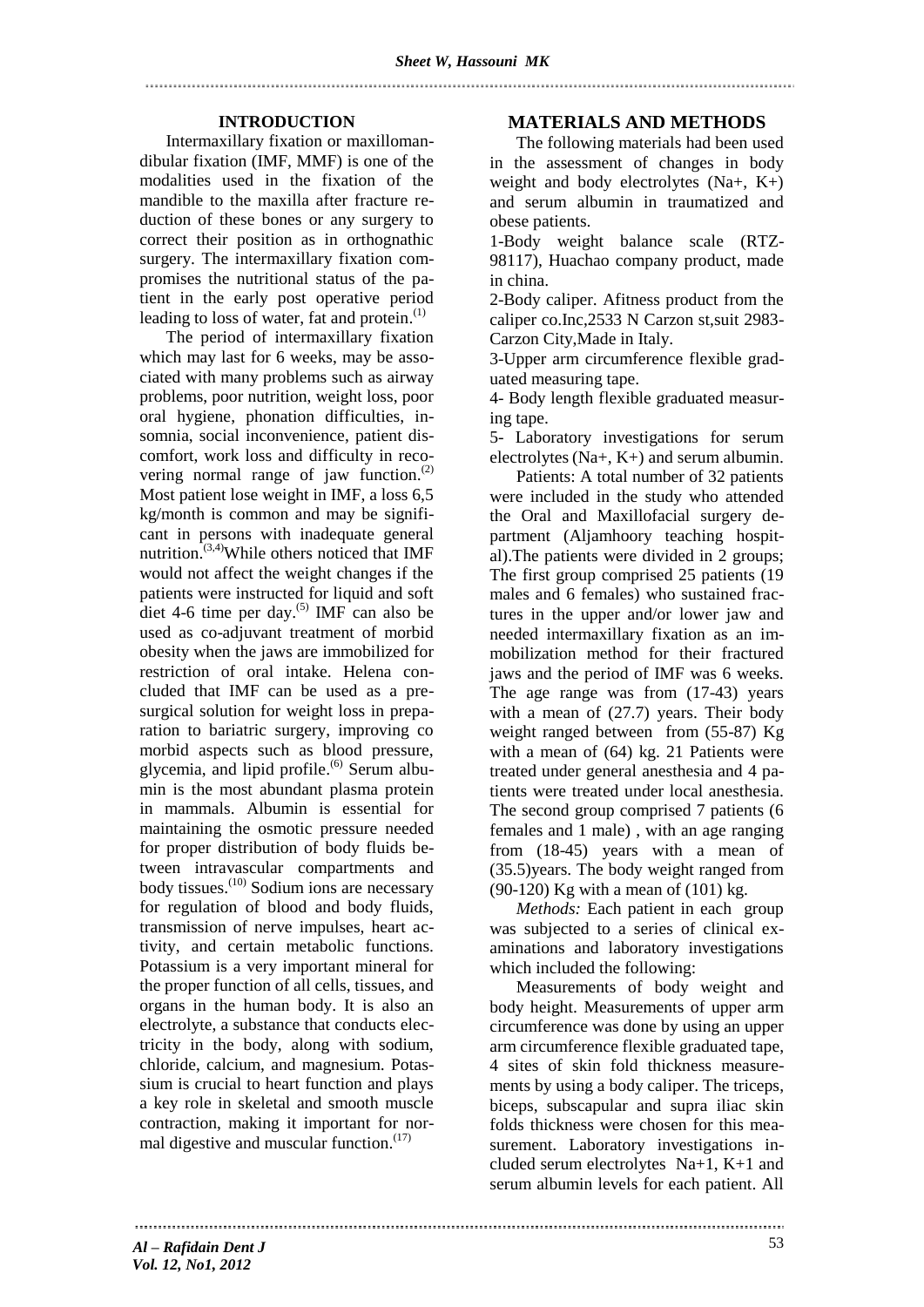## INTRODUCTION

Intermaxillary fixation or maxillomandibular fixation (IMF, MMF) is one of the modalities used in the fixation of the mandible to the maxilla after fracture reduction of these bones or any surgery to correct their position as in orthognathic surgery. The intermaxillary fixation compromises the nutritional status of the patient in the early post operative period leading to loss of water, fat and protein.[1]

The period of intermaxillary fixation which may last for 6 weeks, may be associated with many problems such as airway problems, poor nutrition, weight loss, poor oral hygiene, phonation difficulties, insomnia, social inconvenience, patient discomfort, work loss and difficulty in recovering normal range of jaw function.[2] Most patient lose weight in IMF, a loss 6,5 kg/month is common and may be significant in persons with inadequate general nutrition.[3,4]While others noticed that IMF would not affect the weight changes if the patients were instructed for liquid and soft diet 4-6 time per day.[5] IMF can also be used as co-adjuvant treatment of morbid obesity when the jaws are immobilized for restriction of oral intake. Helena concluded that IMF can be used as a presurgical solution for weight loss in preparation to bariatric surgery, improving co morbid aspects such as blood pressure, glycemia, and lipid profile.[6] Serum albumin is the most abundant plasma protein in mammals. Albumin is essential for maintaining the osmotic pressure needed for proper distribution of body fluids between intravascular compartments and body tissues.[10] Sodium ions are necessary for regulation of blood and body fluids, transmission of nerve impulses, heart activity, and certain metabolic functions. Potassium is a very important mineral for the proper function of all cells, tissues, and organs in the human body. It is also an electrolyte, a substance that conducts electricity in the body, along with sodium, chloride, calcium, and magnesium. Potassium is crucial to heart function and plays a key role in skeletal and smooth muscle contraction, making it important for normal digestive and muscular function.[17]

## MATERIALS AND METHODS

The following materials had been used in the assessment of changes in body weight and body electrolytes ($Na^+$, $K^+$) and serum albumin in traumatized and obese patients.

1-Body weight balance scale (RTZ-98117), Huachao company product, made in china.

2-Body caliper. Afitness product from the caliper co.Inc,2533 N Carzon st,suit 2983-Carzon City,Made in Italy.

3-Upper arm circumference flexible graduated measuring tape.

4- Body length flexible graduated measuring tape.

5- Laboratory investigations for serum electrolytes ($Na^+$, $K^+$) and serum albumin.

Patients: A total number of 32 patients were included in the study who attended the Oral and Maxillofacial surgery department (Aljamhoory teaching hospital).The patients were divided in 2 groups; The first group comprised 25 patients (19 males and 6 females) who sustained fractures in the upper and/or lower jaw and needed intermaxillary fixation as an immobilization method for their fractured jaws and the period of IMF was 6 weeks. The age range was from (17-43) years with a mean of (27.7) years. Their body weight ranged between from (55-87) Kg with a mean of (64) kg. 21 Patients were treated under general anesthesia and 4 patients were treated under local anesthesia. The second group comprised 7 patients (6 females and 1 male) , with an age ranging from (18-45) years with a mean of (35.5)years. The body weight ranged from (90-120) Kg with a mean of (101) kg.

*Methods:* Each patient in each group was subjected to a series of clinical examinations and laboratory investigations which included the following:

Measurements of body weight and body height. Measurements of upper arm circumference was done by using an upper arm circumference flexible graduated tape, 4 sites of skin fold thickness measurements by using a body caliper. The triceps, biceps, subscapular and supra iliac skin folds thickness were chosen for this measurement. Laboratory investigations included serum electrolytes $Na^{+1}$, $K^{+1}$ and serum albumin levels for each patient. All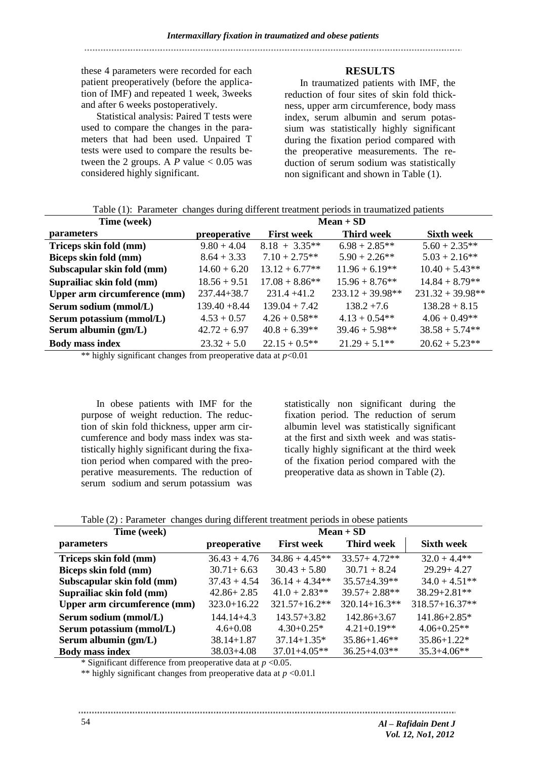these 4 parameters were recorded for each patient preoperatively (before the application of IMF) and repeated 1 week, 3weeks and after 6 weeks postoperatively.

Statistical analysis: Paired T tests were used to compare the changes in the parameters that had been used. Unpaired T tests were used to compare the results between the 2 groups. A *P* value < 0.05 was considered highly significant.

## RESULTS

In traumatized patients with IMF, the reduction of four sites of skin fold thickness, upper arm circumference, body mass index, serum albumin and serum potassium was statistically highly significant during the fixation period compared with the preoperative measurements. The reduction of serum sodium was statistically non significant and shown in Table (1).

Table (1): Parameter changes during different treatment periods in traumatized patients

| Time (week) | Mean + SD | | | |
|---|---|---|---|---|
| **parameters** | **preoperative** | **First week** | **Third week** | **Sixth week** |
| **Triceps skin fold (mm)** | 9.80 + 4.04 | 8.18 + 3.35** | 6.98 + 2.85** | 5.60 + 2.35** |
| **Biceps skin fold (mm)** | 8.64 + 3.33 | 7.10 + 2.75** | 5.90 + 2.26** | 5.03 + 2.16** |
| **Subscapular skin fold (mm)** | 14.60 + 6.20 | 13.12 + 6.77** | 11.96 + 6.19** | 10.40 + 5.43** |
| **Suprailiac skin fold (mm)** | 18.56 + 9.51 | 17.08 + 8.86** | 15.96 + 8.76** | 14.84 + 8.79** |
| **Upper arm circumference (mm)** | 237.44+38.7 | 231.4 +41.2 | 233.12 + 39.98** | 231.32 + 39.98** |
| **Serum sodium (mmol/L)** | 139.40 +8.44 | 139.04 + 7.42 | 138.2 +7.6 | 138.28 + 8.15 |
| **Serum potassium (mmol/L)** | 4.53 + 0.57 | 4.26 + 0.58** | 4.13 + 0.54** | 4.06 + 0.49** |
| **Serum albumin (gm/L)** | 42.72 + 6.97 | 40.8 + 6.39** | 39.46 + 5.98** | 38.58 + 5.74** |
| **Body mass index** | 23.32 + 5.0 | 22.15 + 0.5** | 21.29 + 5.1** | 20.62 + 5.23** |

** highly significant changes from preoperative data at $p<0.01$

In obese patients with IMF for the purpose of weight reduction. The reduction of skin fold thickness, upper arm circumference and body mass index was statistically highly significant during the fixation period when compared with the preoperative measurements. The reduction of serum sodium and serum potassium was statistically non significant during the fixation period. The reduction of serum albumin level was statistically significant at the first and sixth week and was statistically highly significant at the third week of the fixation period compared with the preoperative data as shown in Table (2).

Table (2) : Parameter changes during different treatment periods in obese patients

| Time (week) | Mean + SD | | | |
|---|---|---|---|---|
| **parameters** | **preoperative** | **First week** | **Third week** | **Sixth week** |
| **Triceps skin fold (mm)** | 36.43 + 4.76 | 34.86 + 4.45** | 33.57+ 4.72** | 32.0 + 4.4** |
| **Biceps skin fold (mm)** | 30.71+ 6.63 | 30.43 + 5.80 | 30.71 + 8.24 | 29.29+ 4.27 |
| **Subscapular skin fold (mm)** | 37.43 + 4.54 | 36.14 + 4.34** | 35.57±4.39** | 34.0 + 4.51** |
| **Suprailiac skin fold (mm)** | 42.86+ 2.85 | 41.0 + 2.83** | 39.57+ 2.88** | 38.29+2.81** |
| **Upper arm circumference (mm)** | 323.0+16.22 | 321.57+16.2** | 320.14+16.3** | 318.57+16.37** |
| **Serum sodium (mmol/L)** | 144.14+4.3 | 143.57+3.82 | 142.86+3.67 | 141.86+2.85* |
| **Serum potassium (mmol/L)** | 4.6+0.08 | 4.30+0.25* | 4.21+0.19** | 4.06+0.25** |
| **Serum albumin (gm/L)** | 38.14+1.87 | 37.14+1.35* | 35.86+1.46** | 35.86+1.22* |
| **Body mass index** | 38.03+4.08 | 37.01+4.05** | 36.25+4.03** | 35.3+4.06** |

* Significant difference from preoperative data at $p<0.05$.

** highly significant changes from preoperative data at $p<0.01$.l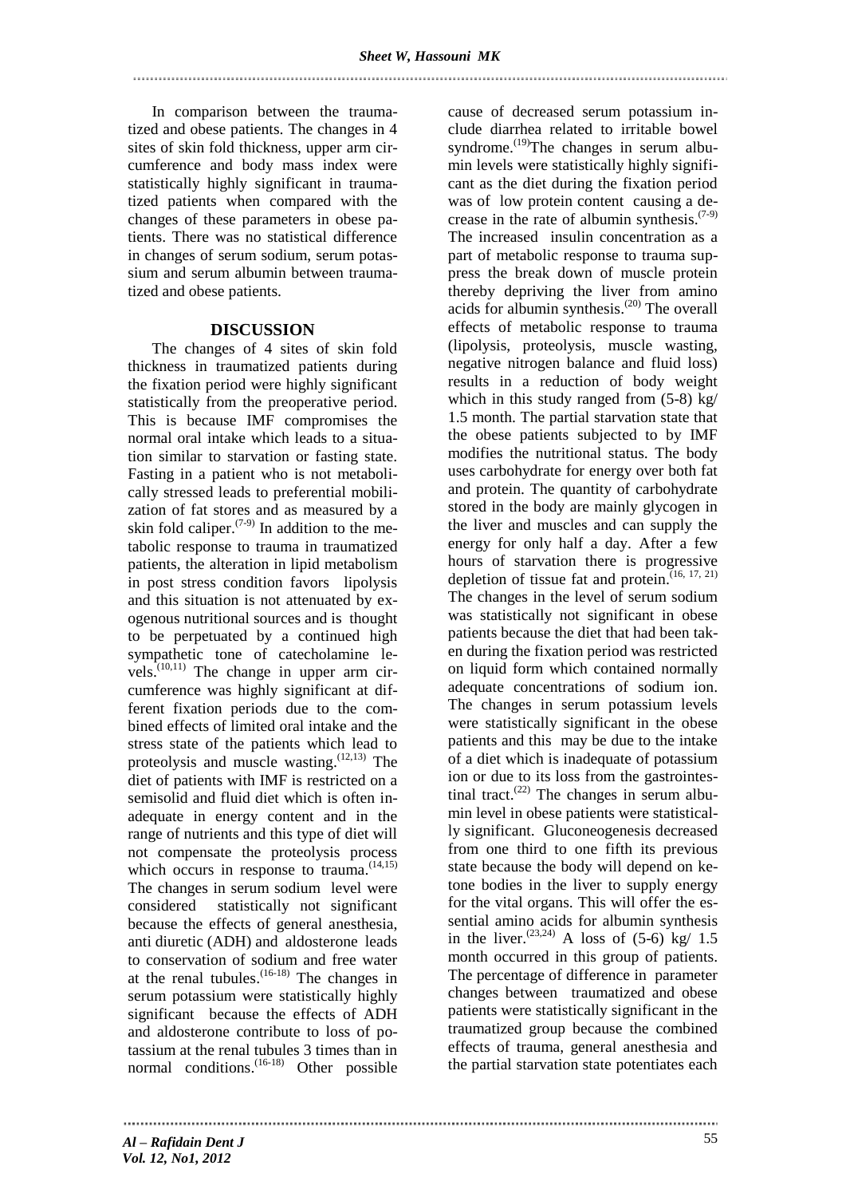In comparison between the traumatized and obese patients. The changes in 4 sites of skin fold thickness, upper arm circumference and body mass index were statistically highly significant in traumatized patients when compared with the changes of these parameters in obese patients. There was no statistical difference in changes of serum sodium, serum potassium and serum albumin between traumatized and obese patients.

## DISCUSSION

The changes of 4 sites of skin fold thickness in traumatized patients during the fixation period were highly significant statistically from the preoperative period. This is because IMF compromises the normal oral intake which leads to a situation similar to starvation or fasting state. Fasting in a patient who is not metabolically stressed leads to preferential mobilization of fat stores and as measured by a skin fold caliper.[7-9] In addition to the metabolic response to trauma in traumatized patients, the alteration in lipid metabolism in post stress condition favors lipolysis and this situation is not attenuated by exogenous nutritional sources and is thought to be perpetuated by a continued high sympathetic tone of catecholamine levels.[10,11] The change in upper arm circumference was highly significant at different fixation periods due to the combined effects of limited oral intake and the stress state of the patients which lead to proteolysis and muscle wasting.[12,13] The diet of patients with IMF is restricted on a semisolid and fluid diet which is often inadequate in energy content and in the range of nutrients and this type of diet will not compensate the proteolysis process which occurs in response to trauma.[14,15] The changes in serum sodium level were considered statistically not significant because the effects of general anesthesia, anti diuretic (ADH) and aldosterone leads to conservation of sodium and free water at the renal tubules.[16-18] The changes in serum potassium were statistically highly significant because the effects of ADH and aldosterone contribute to loss of potassium at the renal tubules 3 times than in normal conditions.[16-18] Other possible cause of decreased serum potassium include diarrhea related to irritable bowel syndrome.[19]The changes in serum albumin levels were statistically highly significant as the diet during the fixation period was of low protein content causing a decrease in the rate of albumin synthesis.[7-9] The increased insulin concentration as a part of metabolic response to trauma suppress the break down of muscle protein thereby depriving the liver from amino acids for albumin synthesis.[20] The overall effects of metabolic response to trauma (lipolysis, proteolysis, muscle wasting, negative nitrogen balance and fluid loss) results in a reduction of body weight which in this study ranged from (5-8) kg/ 1.5 month. The partial starvation state that the obese patients subjected to by IMF modifies the nutritional status. The body uses carbohydrate for energy over both fat and protein. The quantity of carbohydrate stored in the body are mainly glycogen in the liver and muscles and can supply the energy for only half a day. After a few hours of starvation there is progressive depletion of tissue fat and protein.[16, 17, 21] The changes in the level of serum sodium was statistically not significant in obese patients because the diet that had been taken during the fixation period was restricted on liquid form which contained normally adequate concentrations of sodium ion. The changes in serum potassium levels were statistically significant in the obese patients and this may be due to the intake of a diet which is inadequate of potassium ion or due to its loss from the gastrointestinal tract.[22] The changes in serum albumin level in obese patients were statistically significant. Gluconeogenesis decreased from one third to one fifth its previous state because the body will depend on ketone bodies in the liver to supply energy for the vital organs. This will offer the essential amino acids for albumin synthesis in the liver.[23,24] A loss of (5-6) kg/ 1.5 month occurred in this group of patients. The percentage of difference in parameter changes between traumatized and obese patients were statistically significant in the traumatized group because the combined effects of trauma, general anesthesia and the partial starvation state potentiates each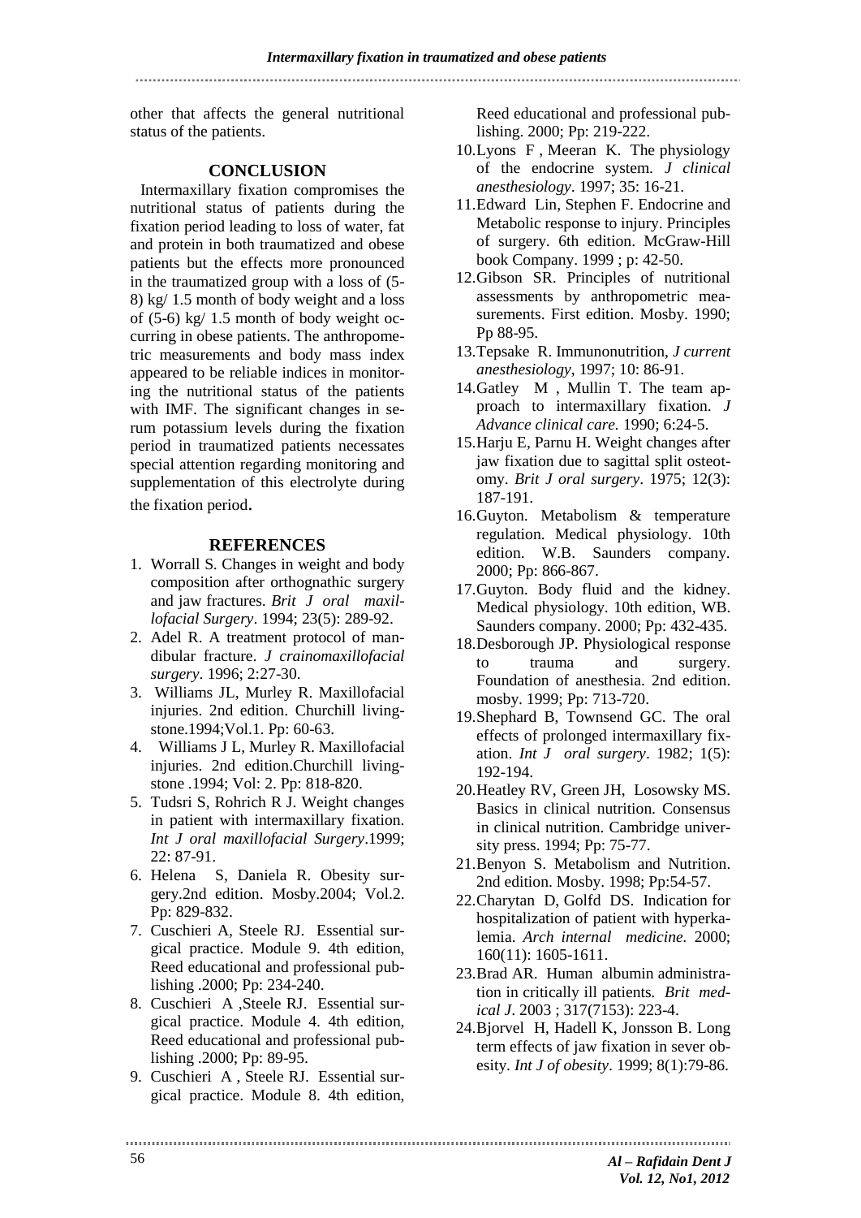other that affects the general nutritional status of the patients.

## CONCLUSION

Intermaxillary fixation compromises the nutritional status of patients during the fixation period leading to loss of water, fat and protein in both traumatized and obese patients but the effects more pronounced in the traumatized group with a loss of (5-8) kg/ 1.5 month of body weight and a loss of (5-6) kg/ 1.5 month of body weight occurring in obese patients. The anthropometric measurements and body mass index appeared to be reliable indices in monitoring the nutritional status of the patients with IMF. The significant changes in serum potassium levels during the fixation period in traumatized patients necessates special attention regarding monitoring and supplementation of this electrolyte during the fixation period.

## REFERENCES

1. Worrall S. Changes in weight and body composition after orthognathic surgery and jaw fractures. *Brit J oral maxillofacial Surgery*. 1994; 23(5): 289-92.
2. Adel R. A treatment protocol of mandibular fracture. *J crainomaxillofacial surgery*. 1996; 2:27-30.
3. Williams JL, Murley R. Maxillofacial injuries. 2nd edition. Churchill livingstone.1994;Vol.1. Pp: 60-63.
4. Williams J L, Murley R. Maxillofacial injuries. 2nd edition.Churchill livingstone .1994; Vol: 2. Pp: 818-820.
5. Tudsri S, Rohrich R J. Weight changes in patient with intermaxillary fixation. *Int J oral maxillofacial Surgery*.1999; 22: 87-91.
6. Helena S, Daniela R. Obesity surgery.2nd edition. Mosby.2004; Vol.2. Pp: 829-832.
7. Cuschieri A, Steele RJ. Essential surgical practice. Module 9. 4th edition, Reed educational and professional publishing .2000; Pp: 234-240.
8. Cuschieri A ,Steele RJ. Essential surgical practice. Module 4. 4th edition, Reed educational and professional publishing .2000; Pp: 89-95.
9. Cuschieri A , Steele RJ. Essential surgical practice. Module 8. 4th edition, Reed educational and professional publishing. 2000; Pp: 219-222.
10. Lyons F , Meeran K. The physiology of the endocrine system. *J clinical anesthesiology*. 1997; 35: 16-21.
11. Edward Lin, Stephen F. Endocrine and Metabolic response to injury. Principles of surgery. 6th edition. McGraw-Hill book Company. 1999 ; p: 42-50.
12. Gibson SR. Principles of nutritional assessments by anthropometric measurements. First edition. Mosby. 1990; Pp 88-95.
13. Tepsake R. Immunonutrition, *J current anesthesiology*, 1997; 10: 86-91.
14. Gatley M , Mullin T. The team approach to intermaxillary fixation. *J Advance clinical care.* 1990; 6:24-5.
15. Harju E, Parnu H. Weight changes after jaw fixation due to sagittal split osteotomy. *Brit J oral surgery*. 1975; 12(3): 187-191.
16. Guyton. Metabolism & temperature regulation. Medical physiology. 10th edition. W.B. Saunders company. 2000; Pp: 866-867.
17. Guyton. Body fluid and the kidney. Medical physiology. 10th edition, WB. Saunders company. 2000; Pp: 432-435.
18. Desborough JP. Physiological response to trauma and surgery. Foundation of anesthesia. 2nd edition. mosby. 1999; Pp: 713-720.
19. Shephard B, Townsend GC. The oral effects of prolonged intermaxillary fixation. *Int J oral surgery*. 1982; 1(5): 192-194.
20. Heatley RV, Green JH, Losowsky MS. Basics in clinical nutrition. Consensus in clinical nutrition. Cambridge university press. 1994; Pp: 75-77.
21. Benyon S. Metabolism and Nutrition. 2nd edition. Mosby. 1998; Pp:54-57.
22. Charytan D, Golfd DS. Indication for hospitalization of patient with hyperkalemia. *Arch internal medicine.* 2000; 160(11): 1605-1611.
23. Brad AR. Human albumin administration in critically ill patients*. Brit medical J*. 2003 ; 317(7153): 223-4.
24. Bjorvel H, Hadell K, Jonsson B. Long term effects of jaw fixation in sever obesity. *Int J of obesity*. 1999; 8(1):79-86.